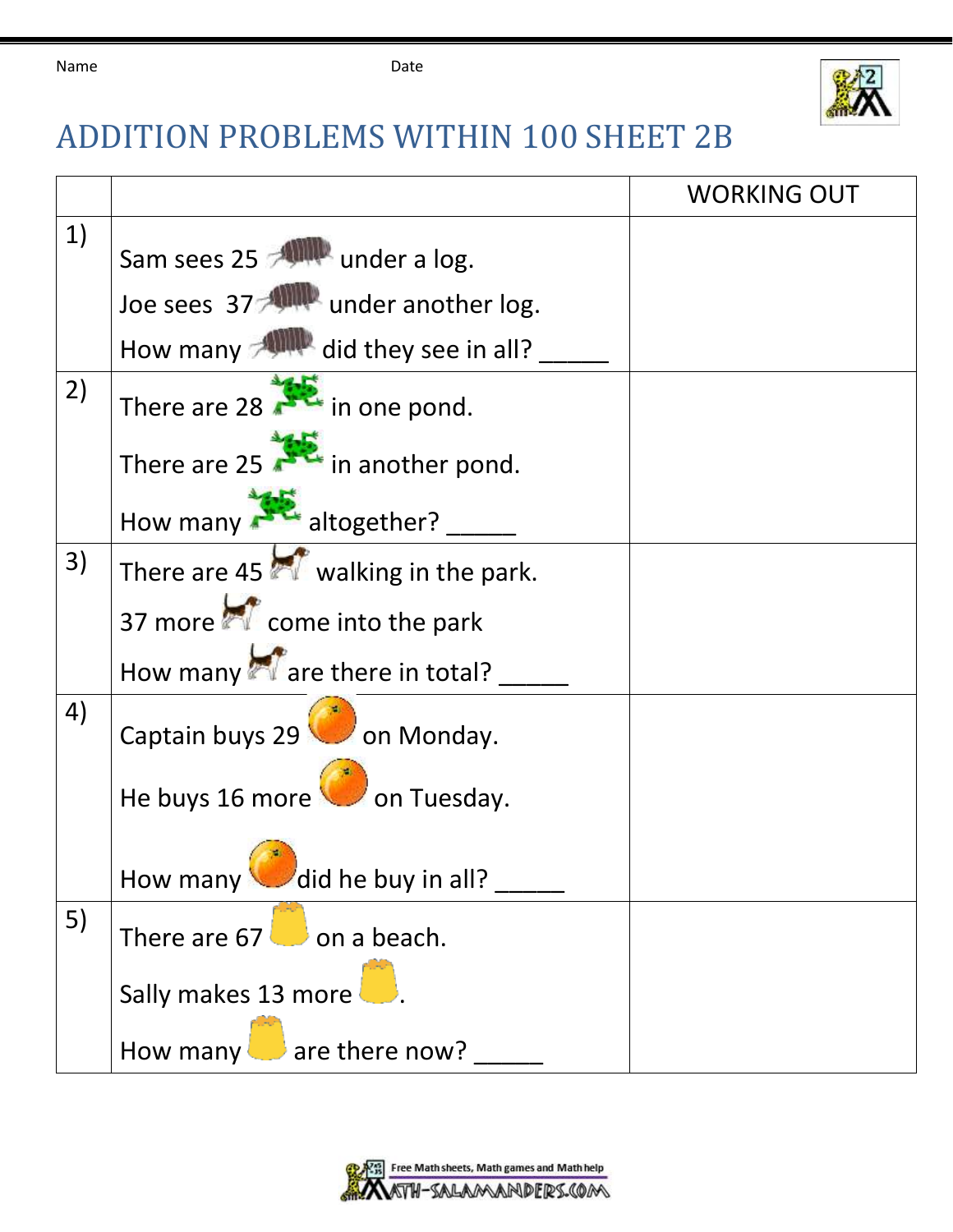Name Date

# ADDITION PROBLEMS WITHIN 100 SHEET 2B

| | | WORKING OUT |
|---|---|---|
| 1) | Sam sees 25 under a log.<br>Joe sees 37 under another log.<br>How many did they see in all? _____ | |
| 2) | There are 28 in one pond.<br>There are 25 in another pond.<br>How many altogether? _____ | |
| 3) | There are 45 walking in the park.<br>37 more come into the park<br>How many are there in total? _____ | |
| 4) | Captain buys 29 on Monday.<br>He buys 16 more on Tuesday.<br>How many did he buy in all? _____ | |
| 5) | There are 67 on a beach.<br>Sally makes 13 more .<br>How many are there now? _____ | |

Free Math sheets, Math games and Math help

MATH-SALAMANDERS.COM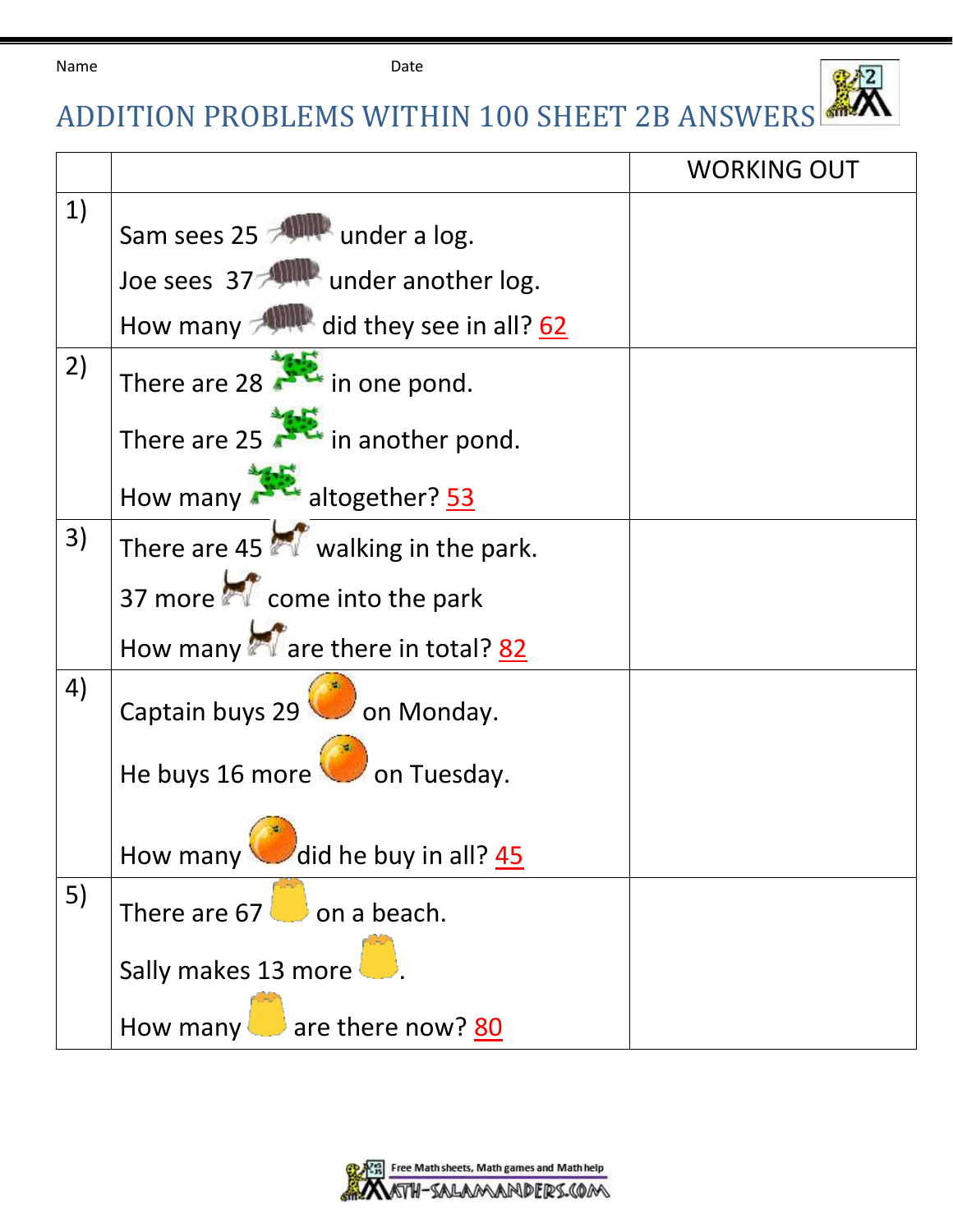Name Date

# ADDITION PROBLEMS WITHIN 100 SHEET 2B ANSWERS

| | | WORKING OUT |
|---|---|---|
| 1) | Sam sees 25 under a log.<br>Joe sees 37 under another log.<br>How many did they see in all? 62 | |
| 2) | There are 28 in one pond.<br>There are 25 in another pond.<br>How many altogether? 53 | |
| 3) | There are 45 walking in the park.<br>37 more come into the park<br>How many are there in total? 82 | |
| 4) | Captain buys 29 on Monday.<br>He buys 16 more on Tuesday.<br>How many did he buy in all? 45 | |
| 5) | There are 67 on a beach.<br>Sally makes 13 more .<br>How many are there now? 80 | |

Free Math sheets, Math games and Math help
MATH-SALAMANDERS.COM